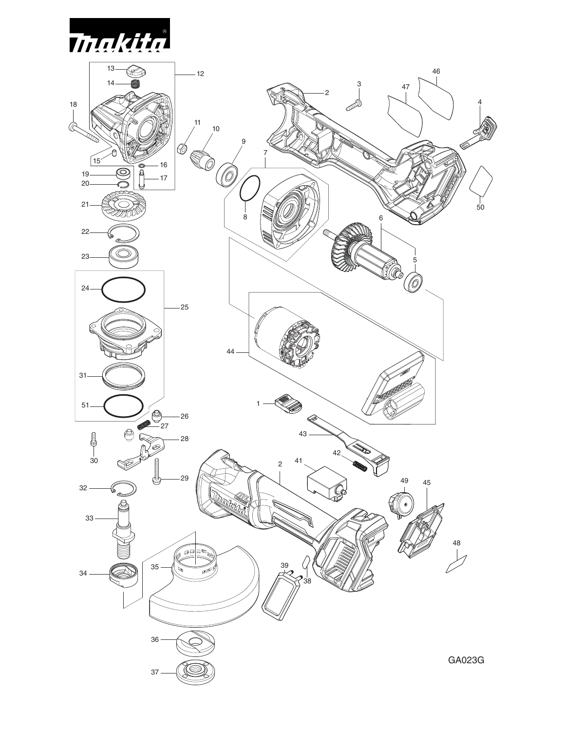GA023G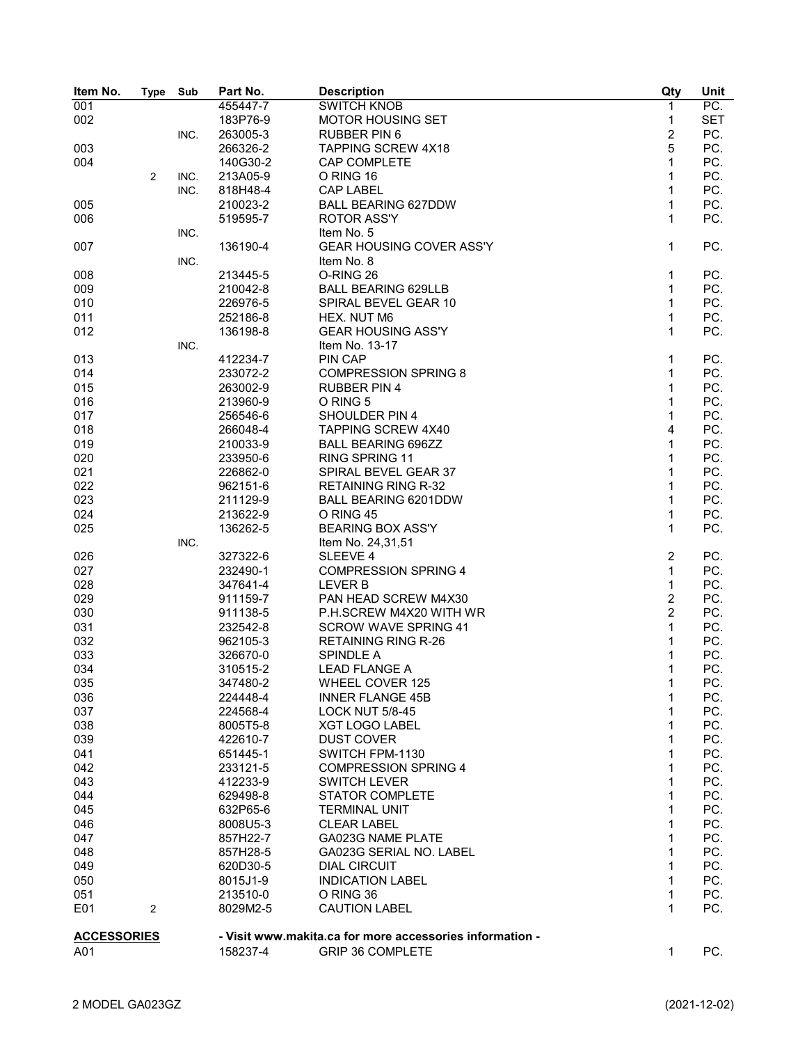| Item No. | Type | Sub | Part No. | Description | Qty | Unit |
|---|---|---|---|---|---|---|
| 001 | | | 455447-7 | SWITCH KNOB | 1 | PC. |
| 002 | | | 183P76-9 | MOTOR HOUSING SET | 1 | SET |
| | | INC. | 263005-3 | RUBBER PIN 6 | 2 | PC. |
| 003 | | | 266326-2 | TAPPING SCREW 4X18 | 5 | PC. |
| 004 | | | 140G30-2 | CAP COMPLETE | 1 | PC. |
| | 2 | INC. | 213A05-9 | O RING 16 | 1 | PC. |
| | | INC. | 818H48-4 | CAP LABEL | 1 | PC. |
| 005 | | | 210023-2 | BALL BEARING 627DDW | 1 | PC. |
| 006 | | | 519595-7 | ROTOR ASS'Y | 1 | PC. |
| | | INC. | | Item No. 5 | | |
| 007 | | | 136190-4 | GEAR HOUSING COVER ASS'Y | 1 | PC. |
| | | INC. | | Item No. 8 | | |
| 008 | | | 213445-5 | O-RING 26 | 1 | PC. |
| 009 | | | 210042-8 | BALL BEARING 629LLB | 1 | PC. |
| 010 | | | 226976-5 | SPIRAL BEVEL GEAR 10 | 1 | PC. |
| 011 | | | 252186-8 | HEX. NUT M6 | 1 | PC. |
| 012 | | | 136198-8 | GEAR HOUSING ASS'Y | 1 | PC. |
| | | INC. | | Item No. 13-17 | | |
| 013 | | | 412234-7 | PIN CAP | 1 | PC. |
| 014 | | | 233072-2 | COMPRESSION SPRING 8 | 1 | PC. |
| 015 | | | 263002-9 | RUBBER PIN 4 | 1 | PC. |
| 016 | | | 213960-9 | O RING 5 | 1 | PC. |
| 017 | | | 256546-6 | SHOULDER PIN 4 | 1 | PC. |
| 018 | | | 266048-4 | TAPPING SCREW 4X40 | 4 | PC. |
| 019 | | | 210033-9 | BALL BEARING 696ZZ | 1 | PC. |
| 020 | | | 233950-6 | RING SPRING 11 | 1 | PC. |
| 021 | | | 226862-0 | SPIRAL BEVEL GEAR 37 | 1 | PC. |
| 022 | | | 962151-6 | RETAINING RING R-32 | 1 | PC. |
| 023 | | | 211129-9 | BALL BEARING 6201DDW | 1 | PC. |
| 024 | | | 213622-9 | O RING 45 | 1 | PC. |
| 025 | | | 136262-5 | BEARING BOX ASS'Y | 1 | PC. |
| | | INC. | | Item No. 24,31,51 | | |
| 026 | | | 327322-6 | SLEEVE 4 | 2 | PC. |
| 027 | | | 232490-1 | COMPRESSION SPRING 4 | 1 | PC. |
| 028 | | | 347641-4 | LEVER B | 1 | PC. |
| 029 | | | 911159-7 | PAN HEAD SCREW M4X30 | 2 | PC. |
| 030 | | | 911138-5 | P.H.SCREW M4X20 WITH WR | 2 | PC. |
| 031 | | | 232542-8 | SCROW WAVE SPRING 41 | 1 | PC. |
| 032 | | | 962105-3 | RETAINING RING R-26 | 1 | PC. |
| 033 | | | 326670-0 | SPINDLE A | 1 | PC. |
| 034 | | | 310515-2 | LEAD FLANGE A | 1 | PC. |
| 035 | | | 347480-2 | WHEEL COVER 125 | 1 | PC. |
| 036 | | | 224448-4 | INNER FLANGE 45B | 1 | PC. |
| 037 | | | 224568-4 | LOCK NUT 5/8-45 | 1 | PC. |
| 038 | | | 8005T5-8 | XGT LOGO LABEL | 1 | PC. |
| 039 | | | 422610-7 | DUST COVER | 1 | PC. |
| 041 | | | 651445-1 | SWITCH FPM-1130 | 1 | PC. |
| 042 | | | 233121-5 | COMPRESSION SPRING 4 | 1 | PC. |
| 043 | | | 412233-9 | SWITCH LEVER | 1 | PC. |
| 044 | | | 629498-8 | STATOR COMPLETE | 1 | PC. |
| 045 | | | 632P65-6 | TERMINAL UNIT | 1 | PC. |
| 046 | | | 8008U5-3 | CLEAR LABEL | 1 | PC. |
| 047 | | | 857H22-7 | GA023G NAME PLATE | 1 | PC. |
| 048 | | | 857H28-5 | GA023G SERIAL NO. LABEL | 1 | PC. |
| 049 | | | 620D30-5 | DIAL CIRCUIT | 1 | PC. |
| 050 | | | 8015J1-9 | INDICATION LABEL | 1 | PC. |
| 051 | | | 213510-0 | O RING 36 | 1 | PC. |
| E01 | 2 | | 8029M2-5 | CAUTION LABEL | 1 | PC. |

**ACCESSORIES** - Visit www.makita.ca for more accessories information -

| Item No. | Type | Sub | Part No. | Description | Qty | Unit |
|---|---|---|---|---|---|---|
| A01 | | | 158237-4 | GRIP 36 COMPLETE | 1 | PC. |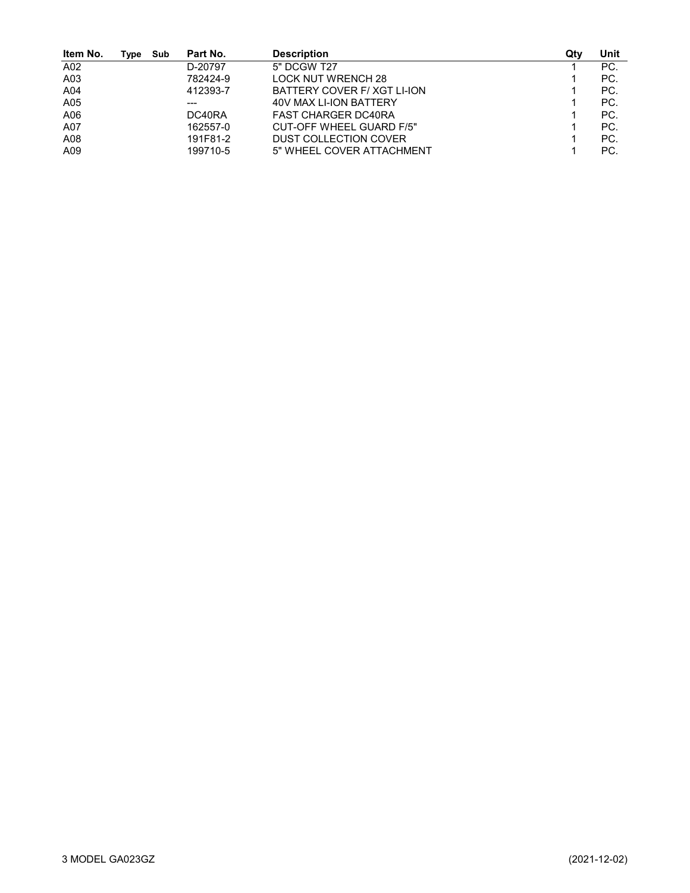| Item No. | Type | Sub | Part No. | Description | Qty | Unit |
|---|---|---|---|---|---|---|
| A02 | | | D-20797 | 5" DCGW T27 | 1 | PC. |
| A03 | | | 782424-9 | LOCK NUT WRENCH 28 | 1 | PC. |
| A04 | | | 412393-7 | BATTERY COVER F/ XGT LI-ION | 1 | PC. |
| A05 | | | --- | 40V MAX LI-ION BATTERY | 1 | PC. |
| A06 | | | DC40RA | FAST CHARGER DC40RA | 1 | PC. |
| A07 | | | 162557-0 | CUT-OFF WHEEL GUARD F/5" | 1 | PC. |
| A08 | | | 191F81-2 | DUST COLLECTION COVER | 1 | PC. |
| A09 | | | 199710-5 | 5" WHEEL COVER ATTACHMENT | 1 | PC. |